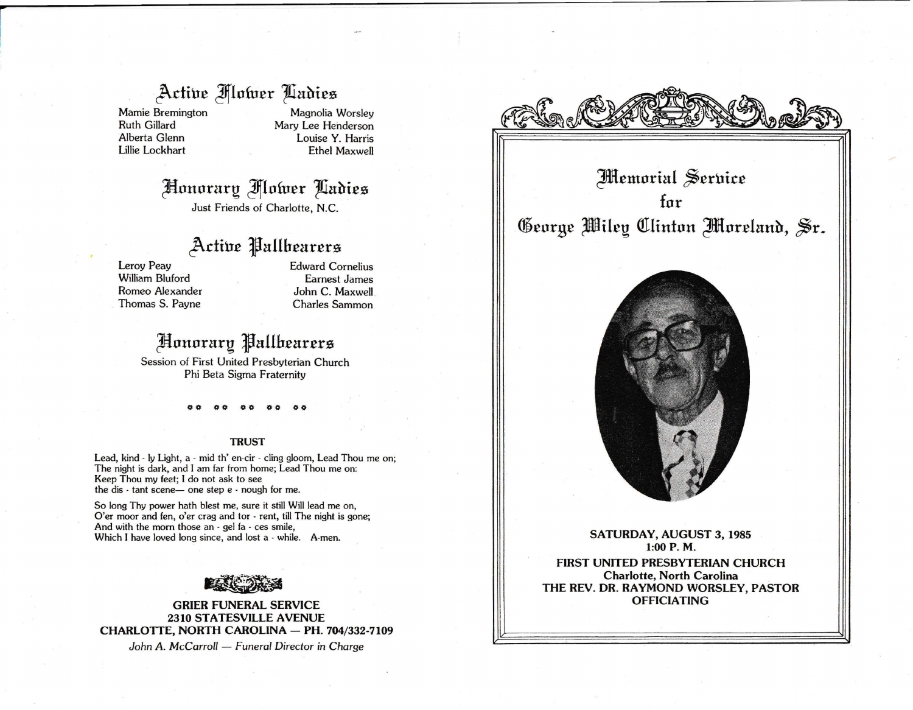## Active Flower Ladies

Mamie Bremington
Ruth Gillard
Alberta Glenn
Lillie Lockhart
Magnolia Worsley
Mary Lee Henderson
Louise Y. Harris
Ethel Maxwell

## Honorary Flower Ladies

Just Friends of Charlotte, N.C.

## Active Pallbearers

Leroy Peay
William Bluford
Romeo Alexander
Thomas S. Payne
Edward Cornelius
Earnest James
John C. Maxwell
Charles Sammon

## Honorary Pallbearers

Session of First United Presbyterian Church
Phi Beta Sigma Fraternity

### TRUST

Lead, kind - ly Light, a - mid th' en-cir - cling gloom, Lead Thou me on;
The night is dark, and I am far from home; Lead Thou me on:
Keep Thou my feet; I do not ask to see
the dis - tant scene— one step e - nough for me.

So long Thy power hath blest me, sure it still Will lead me on,
O'er moor and fen, o'er crag and tor - rent, till The night is gone;
And with the morn those an - gel fa - ces smile,
Which I have loved long since, and lost a - while. A-men.

**GRIER FUNERAL SERVICE**
**2310 STATESVILLE AVENUE**
**CHARLOTTE, NORTH CAROLINA — PH. 704/332-7109**

*John A. McCarroll — Funeral Director in Charge*

# Memorial Service for George Wiley Clinton Moreland, Sr.

**SATURDAY, AUGUST 3, 1985**
**1:00 P. M.**

**FIRST UNITED PRESBYTERIAN CHURCH**
**Charlotte, North Carolina**
**THE REV. DR. RAYMOND WORSLEY, PASTOR**
**OFFICIATING**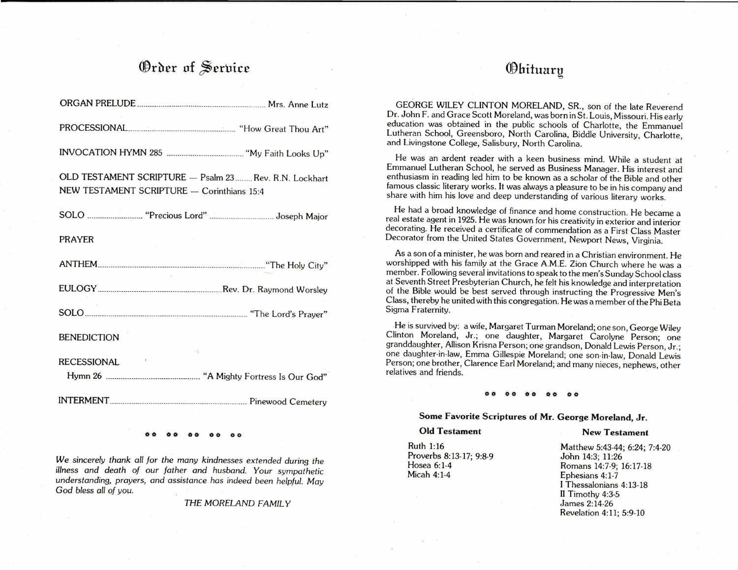## Order of Service

ORGAN PRELUDE .......... Mrs. Anne Lutz

PROCESSIONAL .......... "How Great Thou Art"

INVOCATION HYMN 285 .......... "My Faith Looks Up"

OLD TESTAMENT SCRIPTURE — Psalm 23 .......... Rev. R.N. Lockhart
NEW TESTAMENT SCRIPTURE — Corinthians 15:4

SOLO .......... "Precious Lord" .......... Joseph Major

PRAYER

ANTHEM .......... "The Holy City"

EULOGY .......... Rev. Dr. Raymond Worsley

SOLO .......... "The Lord's Prayer"

BENEDICTION

RECESSIONAL
Hymn 26 .......... "A Mighty Fortress Is Our God"

INTERMENT .......... Pinewood Cemetery

\*\* \*\* \*\* \*\* \*\*

*We sincerely thank all for the many kindnesses extended during the illness and death of our father and husband. Your sympathetic understanding, prayers, and assistance has indeed been helpful. May God bless all of you.*

*THE MORELAND FAMILY*

## Obituary

GEORGE WILEY CLINTON MORELAND, SR., son of the late Reverend Dr. John F. and Grace Scott Moreland, was born in St. Louis, Missouri. His early education was obtained in the public schools of Charlotte, the Emmanuel Lutheran School, Greensboro, North Carolina, Biddle University, Charlotte, and Livingstone College, Salisbury, North Carolina.

He was an ardent reader with a keen business mind. While a student at Emmanuel Lutheran School, he served as Business Manager. His interest and enthusiasm in reading led him to be known as a scholar of the Bible and other famous classic literary works. It was always a pleasure to be in his company and share with him his love and deep understanding of various literary works.

He had a broad knowledge of finance and home construction. He became a real estate agent in 1925. He was known for his creativity in exterior and interior decorating. He received a certificate of commendation as a First Class Master Decorator from the United States Government, Newport News, Virginia.

As a son of a minister, he was born and reared in a Christian environment. He worshipped with his family at the Grace A.M.E. Zion Church where he was a member. Following several invitations to speak to the men's Sunday School class at Seventh Street Presbyterian Church, he felt his knowledge and interpretation of the Bible would be best served through instructing the Progressive Men's Class, thereby he united with this congregation. He was a member of the Phi Beta Sigma Fraternity.

He is survived by: a wife, Margaret Turman Moreland; one son, George Wiley Clinton Moreland, Jr.; one daughter, Margaret Carolyne Person; one granddaughter, Allison Krisna Person; one grandson, Donald Lewis Person, Jr.; one daughter-in-law, Emma Gillespie Moreland; one son-in-law, Donald Lewis Person; one brother, Clarence Earl Moreland; and many nieces, nephews, other relatives and friends.

\*\* \*\* \*\* \*\* \*\*

**Some Favorite Scriptures of Mr. George Moreland, Jr.**

**Old Testament**

Ruth 1:16
Proverbs 8:13-17; 9:8-9
Hosea 6:1-4
Micah 4:1-4

**New Testament**

Matthew 5:43-44; 6:24; 7:4-20
John 14:3; 11:26
Romans 14:7-9; 16:17-18
Ephesians 4:1-7
I Thessalonians 4:13-18
II Timothy 4:3-5
James 2:14-26
Revelation 4:11; 5:9-10